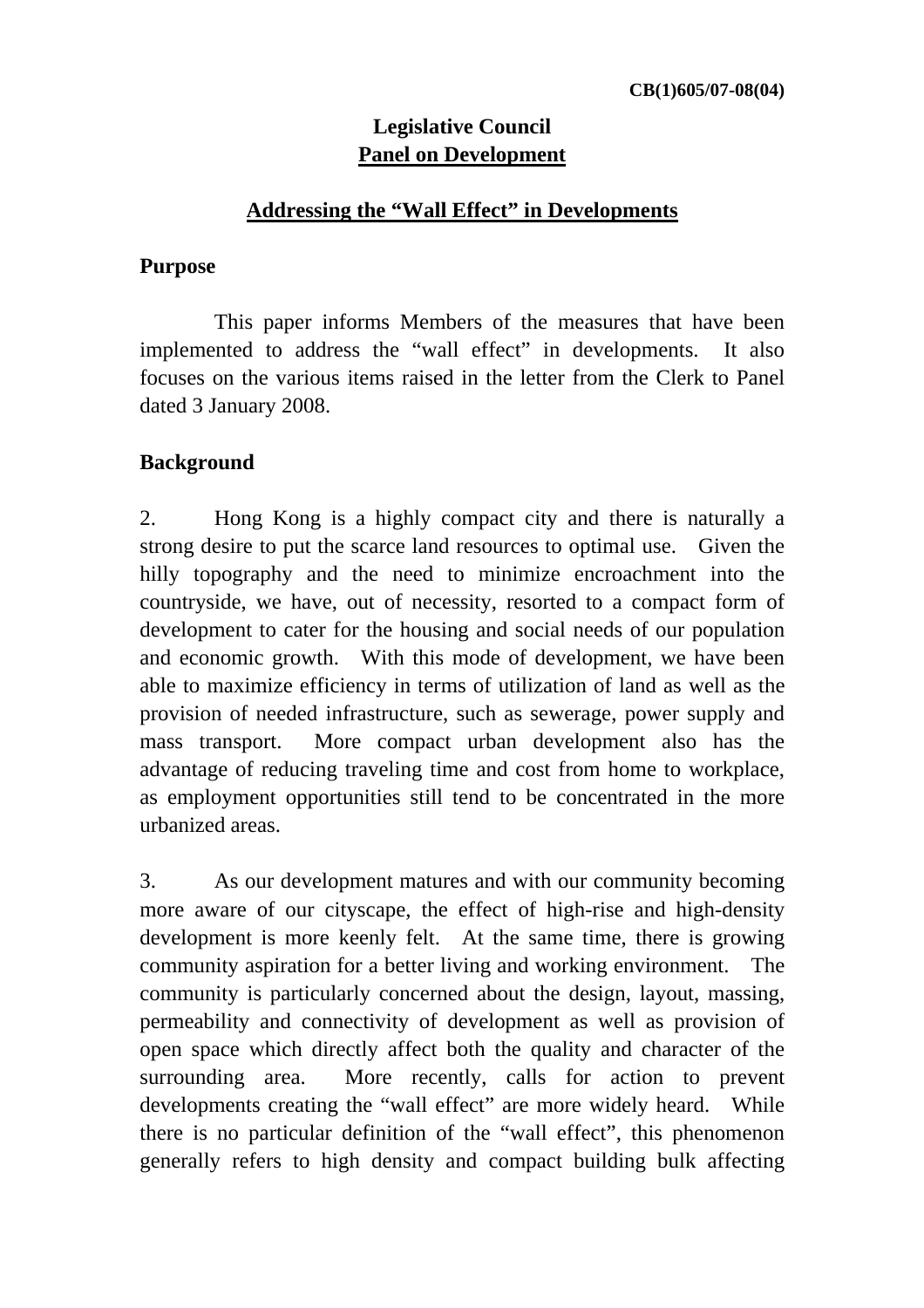CB(1)605/07-08(04)

**Legislative Council**
**Panel on Development**

## Addressing the "Wall Effect" in Developments

### Purpose

This paper informs Members of the measures that have been implemented to address the "wall effect" in developments. It also focuses on the various items raised in the letter from the Clerk to Panel dated 3 January 2008.

### Background

2. Hong Kong is a highly compact city and there is naturally a strong desire to put the scarce land resources to optimal use. Given the hilly topography and the need to minimize encroachment into the countryside, we have, out of necessity, resorted to a compact form of development to cater for the housing and social needs of our population and economic growth. With this mode of development, we have been able to maximize efficiency in terms of utilization of land as well as the provision of needed infrastructure, such as sewerage, power supply and mass transport. More compact urban development also has the advantage of reducing traveling time and cost from home to workplace, as employment opportunities still tend to be concentrated in the more urbanized areas.

3. As our development matures and with our community becoming more aware of our cityscape, the effect of high-rise and high-density development is more keenly felt. At the same time, there is growing community aspiration for a better living and working environment. The community is particularly concerned about the design, layout, massing, permeability and connectivity of development as well as provision of open space which directly affect both the quality and character of the surrounding area. More recently, calls for action to prevent developments creating the "wall effect" are more widely heard. While there is no particular definition of the "wall effect", this phenomenon generally refers to high density and compact building bulk affecting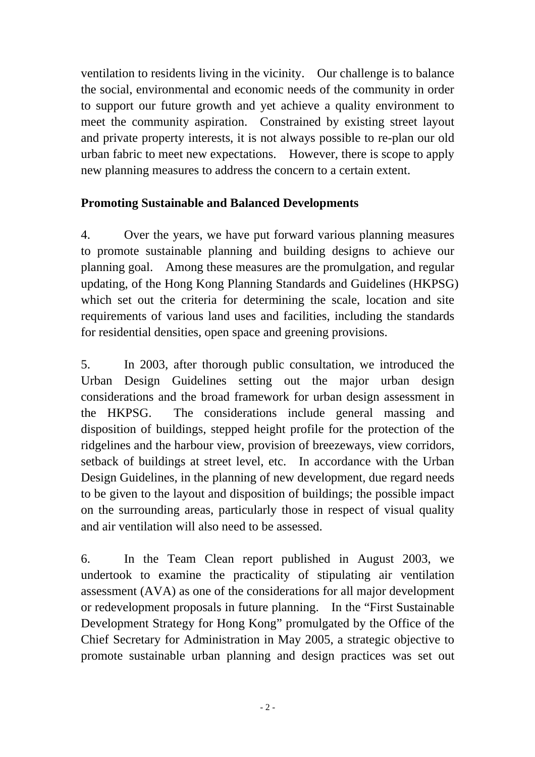ventilation to residents living in the vicinity. Our challenge is to balance the social, environmental and economic needs of the community in order to support our future growth and yet achieve a quality environment to meet the community aspiration. Constrained by existing street layout and private property interests, it is not always possible to re-plan our old urban fabric to meet new expectations. However, there is scope to apply new planning measures to address the concern to a certain extent.

**Promoting Sustainable and Balanced Developments**

4. Over the years, we have put forward various planning measures to promote sustainable planning and building designs to achieve our planning goal. Among these measures are the promulgation, and regular updating, of the Hong Kong Planning Standards and Guidelines (HKPSG) which set out the criteria for determining the scale, location and site requirements of various land uses and facilities, including the standards for residential densities, open space and greening provisions.

5. In 2003, after thorough public consultation, we introduced the Urban Design Guidelines setting out the major urban design considerations and the broad framework for urban design assessment in the HKPSG. The considerations include general massing and disposition of buildings, stepped height profile for the protection of the ridgelines and the harbour view, provision of breezeways, view corridors, setback of buildings at street level, etc. In accordance with the Urban Design Guidelines, in the planning of new development, due regard needs to be given to the layout and disposition of buildings; the possible impact on the surrounding areas, particularly those in respect of visual quality and air ventilation will also need to be assessed.

6. In the Team Clean report published in August 2003, we undertook to examine the practicality of stipulating air ventilation assessment (AVA) as one of the considerations for all major development or redevelopment proposals in future planning. In the "First Sustainable Development Strategy for Hong Kong" promulgated by the Office of the Chief Secretary for Administration in May 2005, a strategic objective to promote sustainable urban planning and design practices was set out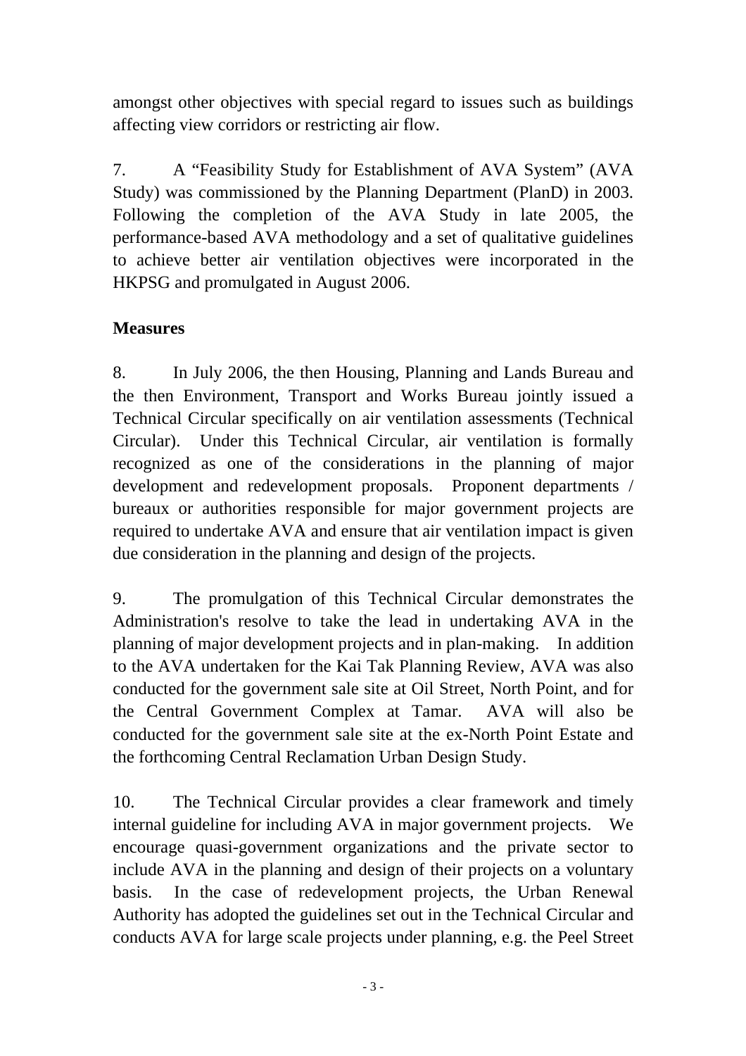amongst other objectives with special regard to issues such as buildings affecting view corridors or restricting air flow.

7. A "Feasibility Study for Establishment of AVA System" (AVA Study) was commissioned by the Planning Department (PlanD) in 2003. Following the completion of the AVA Study in late 2005, the performance-based AVA methodology and a set of qualitative guidelines to achieve better air ventilation objectives were incorporated in the HKPSG and promulgated in August 2006.

**Measures**

8. In July 2006, the then Housing, Planning and Lands Bureau and the then Environment, Transport and Works Bureau jointly issued a Technical Circular specifically on air ventilation assessments (Technical Circular). Under this Technical Circular, air ventilation is formally recognized as one of the considerations in the planning of major development and redevelopment proposals. Proponent departments / bureaux or authorities responsible for major government projects are required to undertake AVA and ensure that air ventilation impact is given due consideration in the planning and design of the projects.

9. The promulgation of this Technical Circular demonstrates the Administration's resolve to take the lead in undertaking AVA in the planning of major development projects and in plan-making. In addition to the AVA undertaken for the Kai Tak Planning Review, AVA was also conducted for the government sale site at Oil Street, North Point, and for the Central Government Complex at Tamar. AVA will also be conducted for the government sale site at the ex-North Point Estate and the forthcoming Central Reclamation Urban Design Study.

10. The Technical Circular provides a clear framework and timely internal guideline for including AVA in major government projects. We encourage quasi-government organizations and the private sector to include AVA in the planning and design of their projects on a voluntary basis. In the case of redevelopment projects, the Urban Renewal Authority has adopted the guidelines set out in the Technical Circular and conducts AVA for large scale projects under planning, e.g. the Peel Street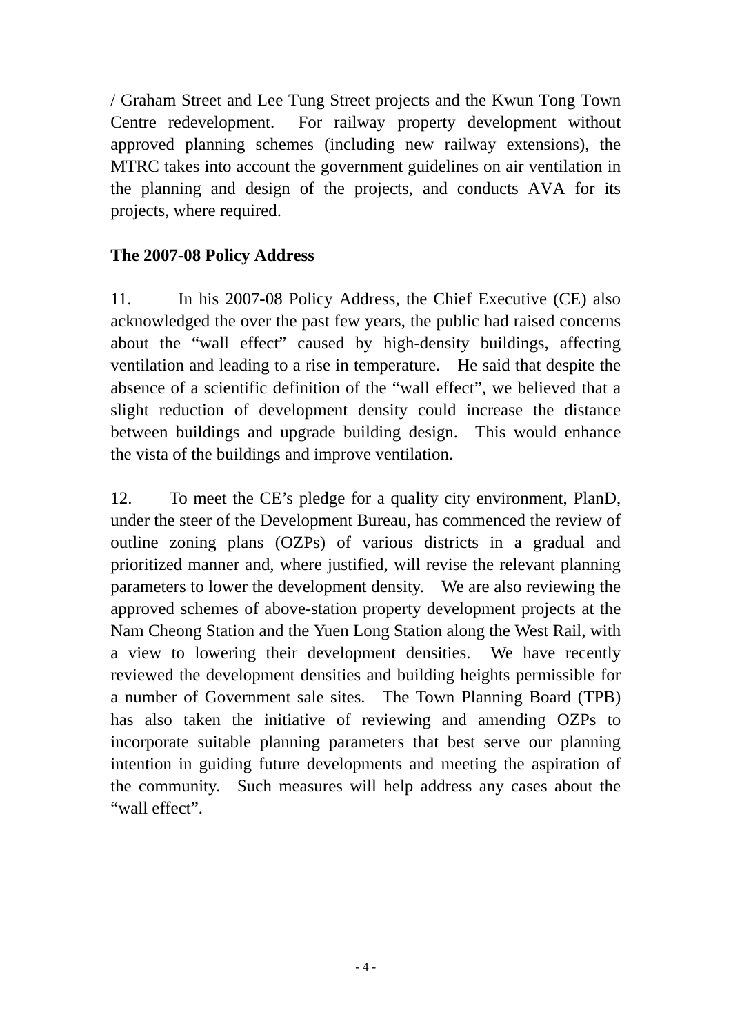/ Graham Street and Lee Tung Street projects and the Kwun Tong Town Centre redevelopment. For railway property development without approved planning schemes (including new railway extensions), the MTRC takes into account the government guidelines on air ventilation in the planning and design of the projects, and conducts AVA for its projects, where required.

**The 2007-08 Policy Address**

11. In his 2007-08 Policy Address, the Chief Executive (CE) also acknowledged the over the past few years, the public had raised concerns about the "wall effect" caused by high-density buildings, affecting ventilation and leading to a rise in temperature. He said that despite the absence of a scientific definition of the "wall effect", we believed that a slight reduction of development density could increase the distance between buildings and upgrade building design. This would enhance the vista of the buildings and improve ventilation.

12. To meet the CE's pledge for a quality city environment, PlanD, under the steer of the Development Bureau, has commenced the review of outline zoning plans (OZPs) of various districts in a gradual and prioritized manner and, where justified, will revise the relevant planning parameters to lower the development density. We are also reviewing the approved schemes of above-station property development projects at the Nam Cheong Station and the Yuen Long Station along the West Rail, with a view to lowering their development densities. We have recently reviewed the development densities and building heights permissible for a number of Government sale sites. The Town Planning Board (TPB) has also taken the initiative of reviewing and amending OZPs to incorporate suitable planning parameters that best serve our planning intention in guiding future developments and meeting the aspiration of the community. Such measures will help address any cases about the "wall effect".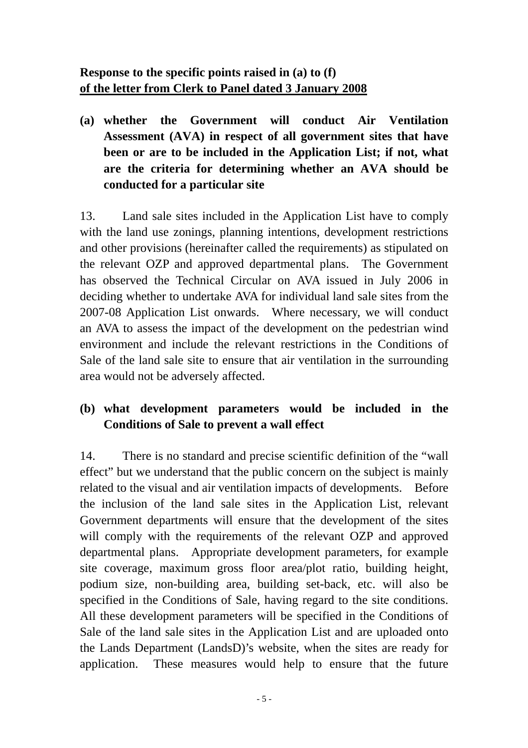**Response to the specific points raised in (a) to (f)**
**<u>of the letter from Clerk to Panel dated 3 January 2008</u>**

**(a) whether the Government will conduct Air Ventilation Assessment (AVA) in respect of all government sites that have been or are to be included in the Application List; if not, what are the criteria for determining whether an AVA should be conducted for a particular site**

13. Land sale sites included in the Application List have to comply with the land use zonings, planning intentions, development restrictions and other provisions (hereinafter called the requirements) as stipulated on the relevant OZP and approved departmental plans. The Government has observed the Technical Circular on AVA issued in July 2006 in deciding whether to undertake AVA for individual land sale sites from the 2007-08 Application List onwards. Where necessary, we will conduct an AVA to assess the impact of the development on the pedestrian wind environment and include the relevant restrictions in the Conditions of Sale of the land sale site to ensure that air ventilation in the surrounding area would not be adversely affected.

**(b) what development parameters would be included in the Conditions of Sale to prevent a wall effect**

14. There is no standard and precise scientific definition of the "wall effect" but we understand that the public concern on the subject is mainly related to the visual and air ventilation impacts of developments. Before the inclusion of the land sale sites in the Application List, relevant Government departments will ensure that the development of the sites will comply with the requirements of the relevant OZP and approved departmental plans. Appropriate development parameters, for example site coverage, maximum gross floor area/plot ratio, building height, podium size, non-building area, building set-back, etc. will also be specified in the Conditions of Sale, having regard to the site conditions. All these development parameters will be specified in the Conditions of Sale of the land sale sites in the Application List and are uploaded onto the Lands Department (LandsD)'s website, when the sites are ready for application. These measures would help to ensure that the future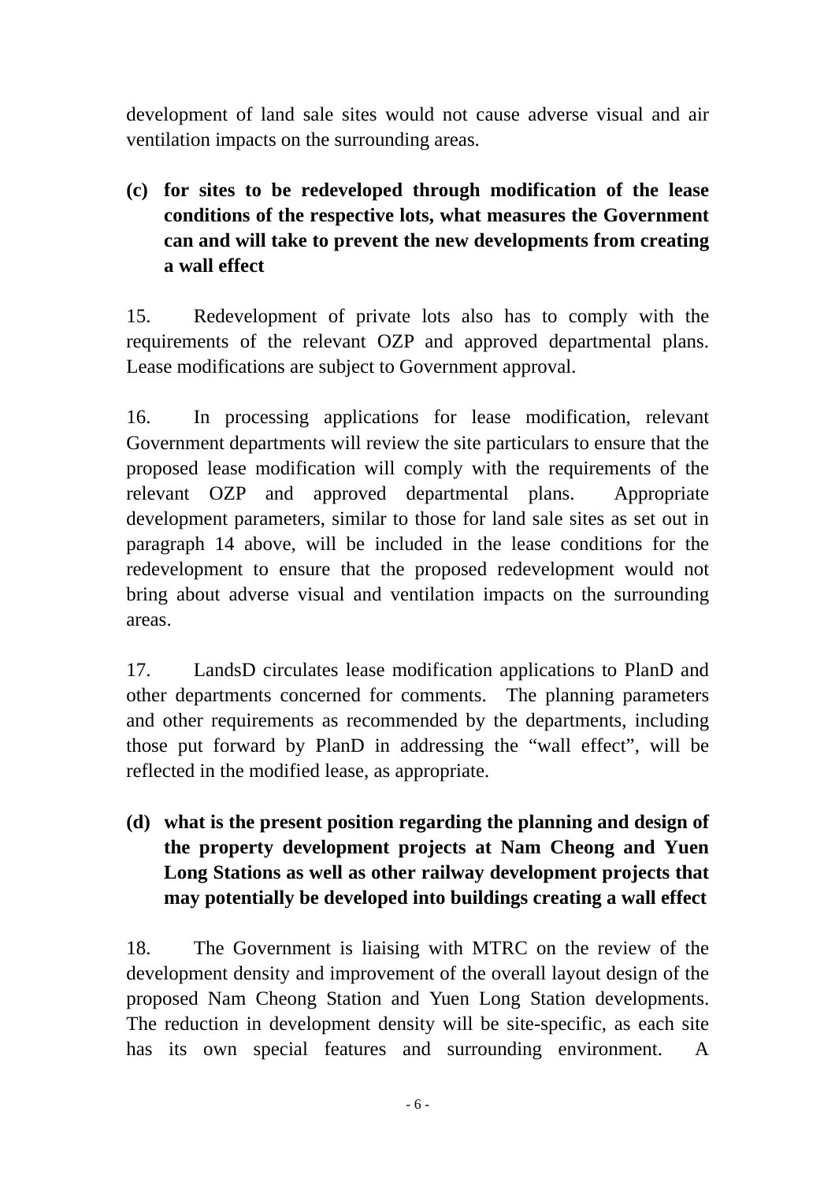development of land sale sites would not cause adverse visual and air ventilation impacts on the surrounding areas.

**(c) for sites to be redeveloped through modification of the lease conditions of the respective lots, what measures the Government can and will take to prevent the new developments from creating a wall effect**

15. Redevelopment of private lots also has to comply with the requirements of the relevant OZP and approved departmental plans. Lease modifications are subject to Government approval.

16. In processing applications for lease modification, relevant Government departments will review the site particulars to ensure that the proposed lease modification will comply with the requirements of the relevant OZP and approved departmental plans. Appropriate development parameters, similar to those for land sale sites as set out in paragraph 14 above, will be included in the lease conditions for the redevelopment to ensure that the proposed redevelopment would not bring about adverse visual and ventilation impacts on the surrounding areas.

17. LandsD circulates lease modification applications to PlanD and other departments concerned for comments. The planning parameters and other requirements as recommended by the departments, including those put forward by PlanD in addressing the "wall effect", will be reflected in the modified lease, as appropriate.

**(d) what is the present position regarding the planning and design of the property development projects at Nam Cheong and Yuen Long Stations as well as other railway development projects that may potentially be developed into buildings creating a wall effect**

18. The Government is liaising with MTRC on the review of the development density and improvement of the overall layout design of the proposed Nam Cheong Station and Yuen Long Station developments. The reduction in development density will be site-specific, as each site has its own special features and surrounding environment. A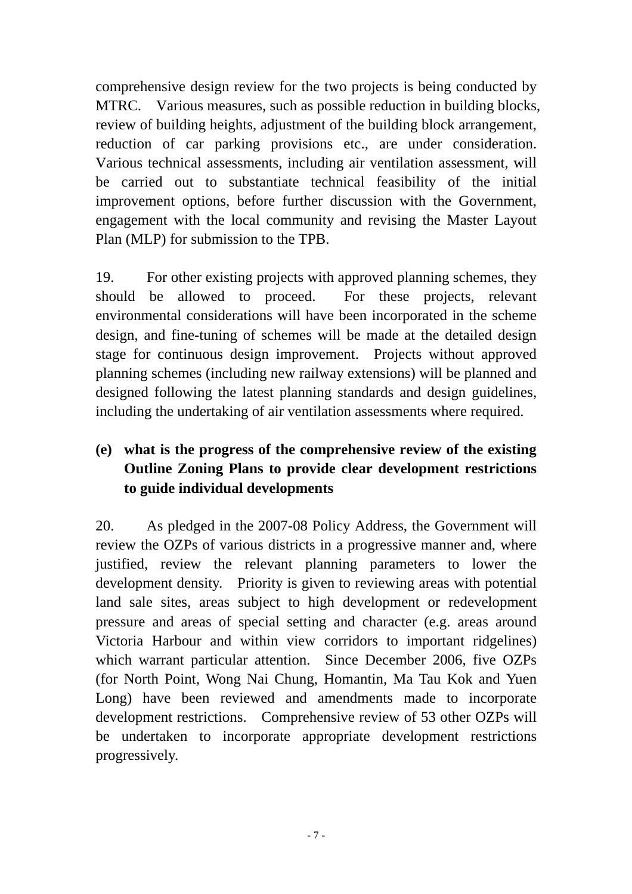comprehensive design review for the two projects is being conducted by MTRC. Various measures, such as possible reduction in building blocks, review of building heights, adjustment of the building block arrangement, reduction of car parking provisions etc., are under consideration. Various technical assessments, including air ventilation assessment, will be carried out to substantiate technical feasibility of the initial improvement options, before further discussion with the Government, engagement with the local community and revising the Master Layout Plan (MLP) for submission to the TPB.

19. For other existing projects with approved planning schemes, they should be allowed to proceed. For these projects, relevant environmental considerations will have been incorporated in the scheme design, and fine-tuning of schemes will be made at the detailed design stage for continuous design improvement. Projects without approved planning schemes (including new railway extensions) will be planned and designed following the latest planning standards and design guidelines, including the undertaking of air ventilation assessments where required.

**(e) what is the progress of the comprehensive review of the existing Outline Zoning Plans to provide clear development restrictions to guide individual developments**

20. As pledged in the 2007-08 Policy Address, the Government will review the OZPs of various districts in a progressive manner and, where justified, review the relevant planning parameters to lower the development density. Priority is given to reviewing areas with potential land sale sites, areas subject to high development or redevelopment pressure and areas of special setting and character (e.g. areas around Victoria Harbour and within view corridors to important ridgelines) which warrant particular attention. Since December 2006, five OZPs (for North Point, Wong Nai Chung, Homantin, Ma Tau Kok and Yuen Long) have been reviewed and amendments made to incorporate development restrictions. Comprehensive review of 53 other OZPs will be undertaken to incorporate appropriate development restrictions progressively.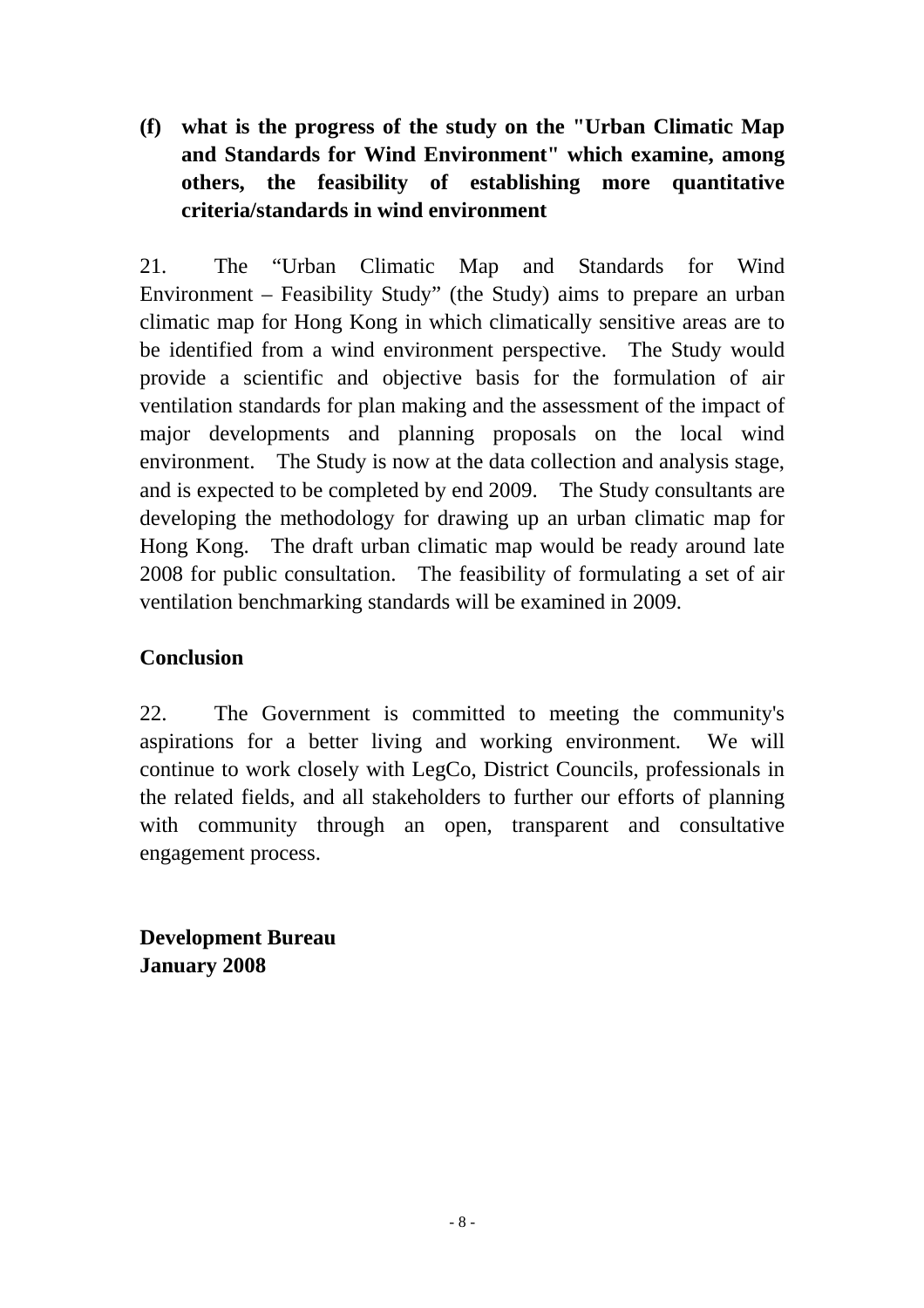**(f) what is the progress of the study on the "Urban Climatic Map and Standards for Wind Environment" which examine, among others, the feasibility of establishing more quantitative criteria/standards in wind environment**

21. The "Urban Climatic Map and Standards for Wind Environment – Feasibility Study" (the Study) aims to prepare an urban climatic map for Hong Kong in which climatically sensitive areas are to be identified from a wind environment perspective. The Study would provide a scientific and objective basis for the formulation of air ventilation standards for plan making and the assessment of the impact of major developments and planning proposals on the local wind environment. The Study is now at the data collection and analysis stage, and is expected to be completed by end 2009. The Study consultants are developing the methodology for drawing up an urban climatic map for Hong Kong. The draft urban climatic map would be ready around late 2008 for public consultation. The feasibility of formulating a set of air ventilation benchmarking standards will be examined in 2009.

## Conclusion

22. The Government is committed to meeting the community's aspirations for a better living and working environment. We will continue to work closely with LegCo, District Councils, professionals in the related fields, and all stakeholders to further our efforts of planning with community through an open, transparent and consultative engagement process.

**Development Bureau**
**January 2008**